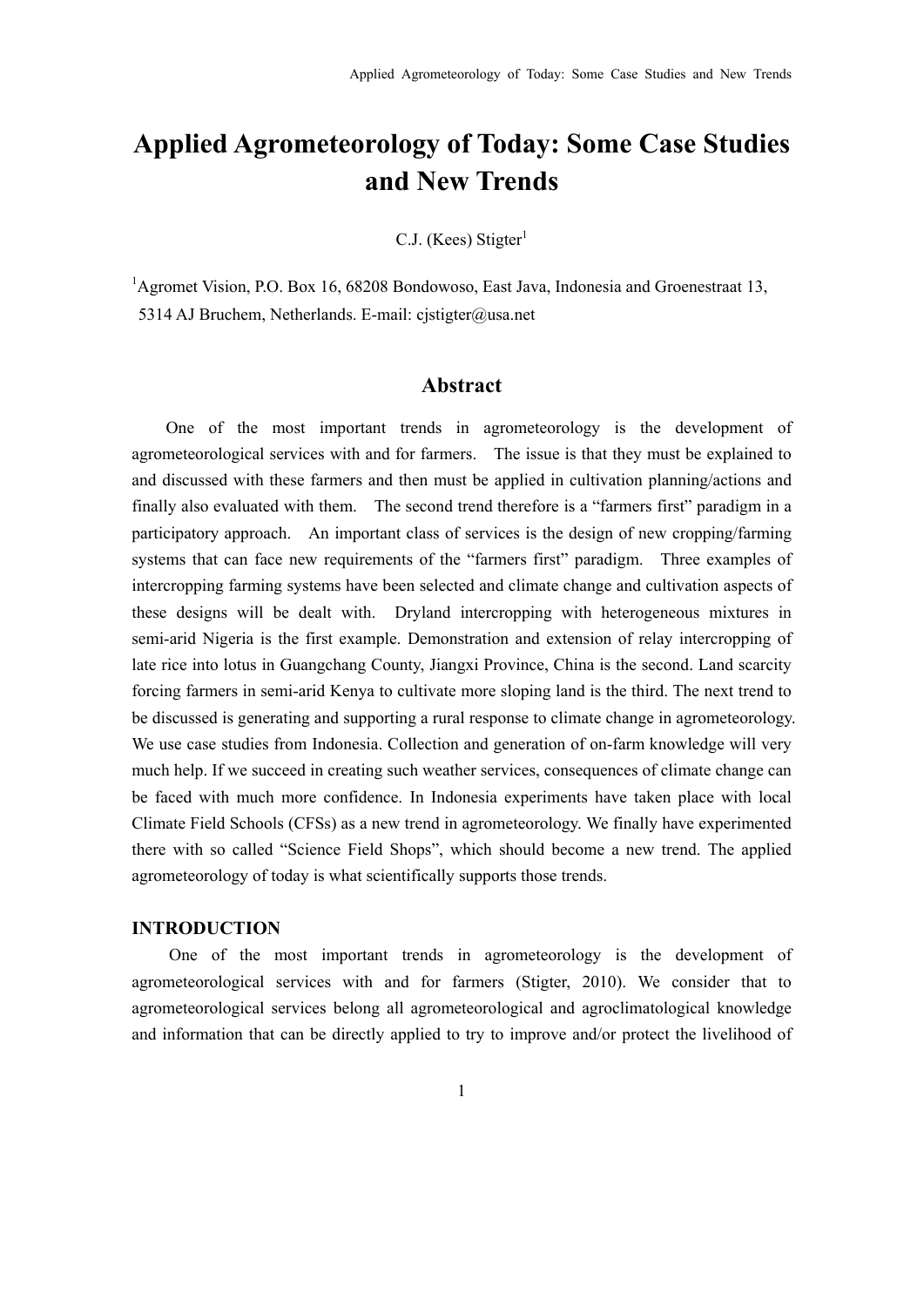# Applied Agrometeorology of Today: Some Case Studies and New Trends

C.J. (Kees) Stigter[1]

[1]Agromet Vision, P.O. Box 16, 68208 Bondowoso, East Java, Indonesia and Groenestraat 13, 5314 AJ Bruchem, Netherlands. E-mail: cjstigter@usa.net

## Abstract

One of the most important trends in agrometeorology is the development of agrometeorological services with and for farmers. The issue is that they must be explained to and discussed with these farmers and then must be applied in cultivation planning/actions and finally also evaluated with them. The second trend therefore is a "farmers first" paradigm in a participatory approach. An important class of services is the design of new cropping/farming systems that can face new requirements of the "farmers first" paradigm. Three examples of intercropping farming systems have been selected and climate change and cultivation aspects of these designs will be dealt with. Dryland intercropping with heterogeneous mixtures in semi-arid Nigeria is the first example. Demonstration and extension of relay intercropping of late rice into lotus in Guangchang County, Jiangxi Province, China is the second. Land scarcity forcing farmers in semi-arid Kenya to cultivate more sloping land is the third. The next trend to be discussed is generating and supporting a rural response to climate change in agrometeorology. We use case studies from Indonesia. Collection and generation of on-farm knowledge will very much help. If we succeed in creating such weather services, consequences of climate change can be faced with much more confidence. In Indonesia experiments have taken place with local Climate Field Schools (CFSs) as a new trend in agrometeorology. We finally have experimented there with so called "Science Field Shops", which should become a new trend. The applied agrometeorology of today is what scientifically supports those trends.

## INTRODUCTION

One of the most important trends in agrometeorology is the development of agrometeorological services with and for farmers (Stigter, 2010). We consider that to agrometeorological services belong all agrometeorological and agroclimatological knowledge and information that can be directly applied to try to improve and/or protect the livelihood of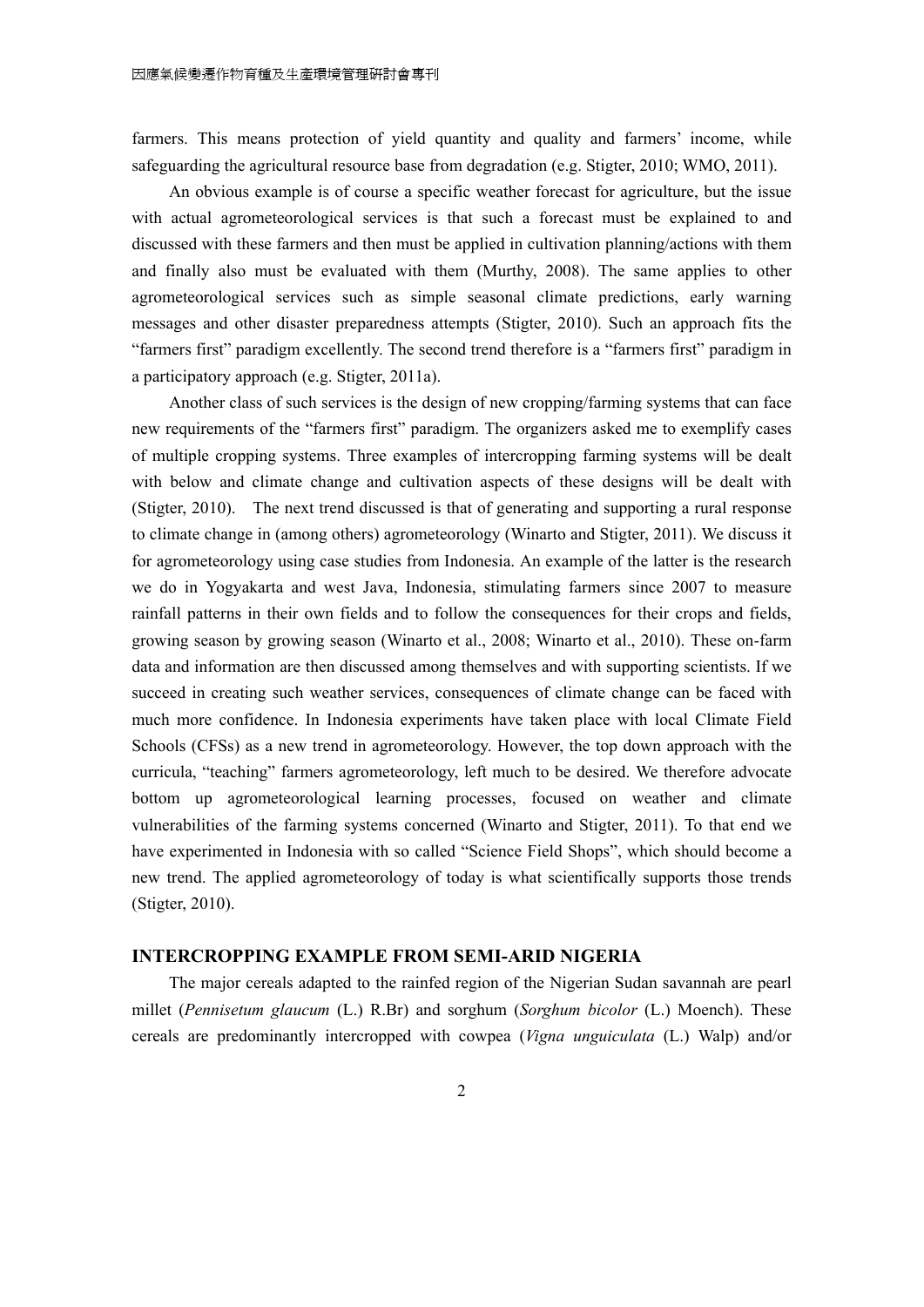farmers. This means protection of yield quantity and quality and farmers' income, while safeguarding the agricultural resource base from degradation (e.g. Stigter, 2010; WMO, 2011).

An obvious example is of course a specific weather forecast for agriculture, but the issue with actual agrometeorological services is that such a forecast must be explained to and discussed with these farmers and then must be applied in cultivation planning/actions with them and finally also must be evaluated with them (Murthy, 2008). The same applies to other agrometeorological services such as simple seasonal climate predictions, early warning messages and other disaster preparedness attempts (Stigter, 2010). Such an approach fits the "farmers first" paradigm excellently. The second trend therefore is a "farmers first" paradigm in a participatory approach (e.g. Stigter, 2011a).

Another class of such services is the design of new cropping/farming systems that can face new requirements of the "farmers first" paradigm. The organizers asked me to exemplify cases of multiple cropping systems. Three examples of intercropping farming systems will be dealt with below and climate change and cultivation aspects of these designs will be dealt with (Stigter, 2010). The next trend discussed is that of generating and supporting a rural response to climate change in (among others) agrometeorology (Winarto and Stigter, 2011). We discuss it for agrometeorology using case studies from Indonesia. An example of the latter is the research we do in Yogyakarta and west Java, Indonesia, stimulating farmers since 2007 to measure rainfall patterns in their own fields and to follow the consequences for their crops and fields, growing season by growing season (Winarto et al., 2008; Winarto et al., 2010). These on-farm data and information are then discussed among themselves and with supporting scientists. If we succeed in creating such weather services, consequences of climate change can be faced with much more confidence. In Indonesia experiments have taken place with local Climate Field Schools (CFSs) as a new trend in agrometeorology. However, the top down approach with the curricula, "teaching" farmers agrometeorology, left much to be desired. We therefore advocate bottom up agrometeorological learning processes, focused on weather and climate vulnerabilities of the farming systems concerned (Winarto and Stigter, 2011). To that end we have experimented in Indonesia with so called "Science Field Shops", which should become a new trend. The applied agrometeorology of today is what scientifically supports those trends (Stigter, 2010).

## INTERCROPPING EXAMPLE FROM SEMI-ARID NIGERIA

The major cereals adapted to the rainfed region of the Nigerian Sudan savannah are pearl millet (*Pennisetum glaucum* (L.) R.Br) and sorghum (*Sorghum bicolor* (L.) Moench). These cereals are predominantly intercropped with cowpea (*Vigna unguiculata* (L.) Walp) and/or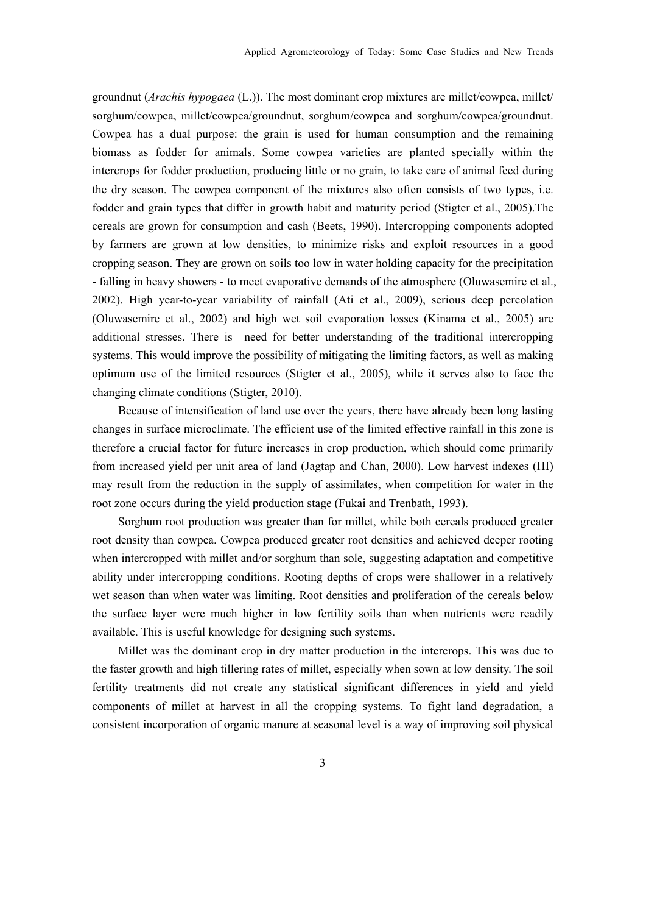groundnut (*Arachis hypogaea* (L.)). The most dominant crop mixtures are millet/cowpea, millet/ sorghum/cowpea, millet/cowpea/groundnut, sorghum/cowpea and sorghum/cowpea/groundnut. Cowpea has a dual purpose: the grain is used for human consumption and the remaining biomass as fodder for animals. Some cowpea varieties are planted specially within the intercrops for fodder production, producing little or no grain, to take care of animal feed during the dry season. The cowpea component of the mixtures also often consists of two types, i.e. fodder and grain types that differ in growth habit and maturity period (Stigter et al., 2005).The cereals are grown for consumption and cash (Beets, 1990). Intercropping components adopted by farmers are grown at low densities, to minimize risks and exploit resources in a good cropping season. They are grown on soils too low in water holding capacity for the precipitation - falling in heavy showers - to meet evaporative demands of the atmosphere (Oluwasemire et al., 2002). High year-to-year variability of rainfall (Ati et al., 2009), serious deep percolation (Oluwasemire et al., 2002) and high wet soil evaporation losses (Kinama et al., 2005) are additional stresses. There is need for better understanding of the traditional intercropping systems. This would improve the possibility of mitigating the limiting factors, as well as making optimum use of the limited resources (Stigter et al., 2005), while it serves also to face the changing climate conditions (Stigter, 2010).

Because of intensification of land use over the years, there have already been long lasting changes in surface microclimate. The efficient use of the limited effective rainfall in this zone is therefore a crucial factor for future increases in crop production, which should come primarily from increased yield per unit area of land (Jagtap and Chan, 2000). Low harvest indexes (HI) may result from the reduction in the supply of assimilates, when competition for water in the root zone occurs during the yield production stage (Fukai and Trenbath, 1993).

Sorghum root production was greater than for millet, while both cereals produced greater root density than cowpea. Cowpea produced greater root densities and achieved deeper rooting when intercropped with millet and/or sorghum than sole, suggesting adaptation and competitive ability under intercropping conditions. Rooting depths of crops were shallower in a relatively wet season than when water was limiting. Root densities and proliferation of the cereals below the surface layer were much higher in low fertility soils than when nutrients were readily available. This is useful knowledge for designing such systems.

Millet was the dominant crop in dry matter production in the intercrops. This was due to the faster growth and high tillering rates of millet, especially when sown at low density. The soil fertility treatments did not create any statistical significant differences in yield and yield components of millet at harvest in all the cropping systems. To fight land degradation, a consistent incorporation of organic manure at seasonal level is a way of improving soil physical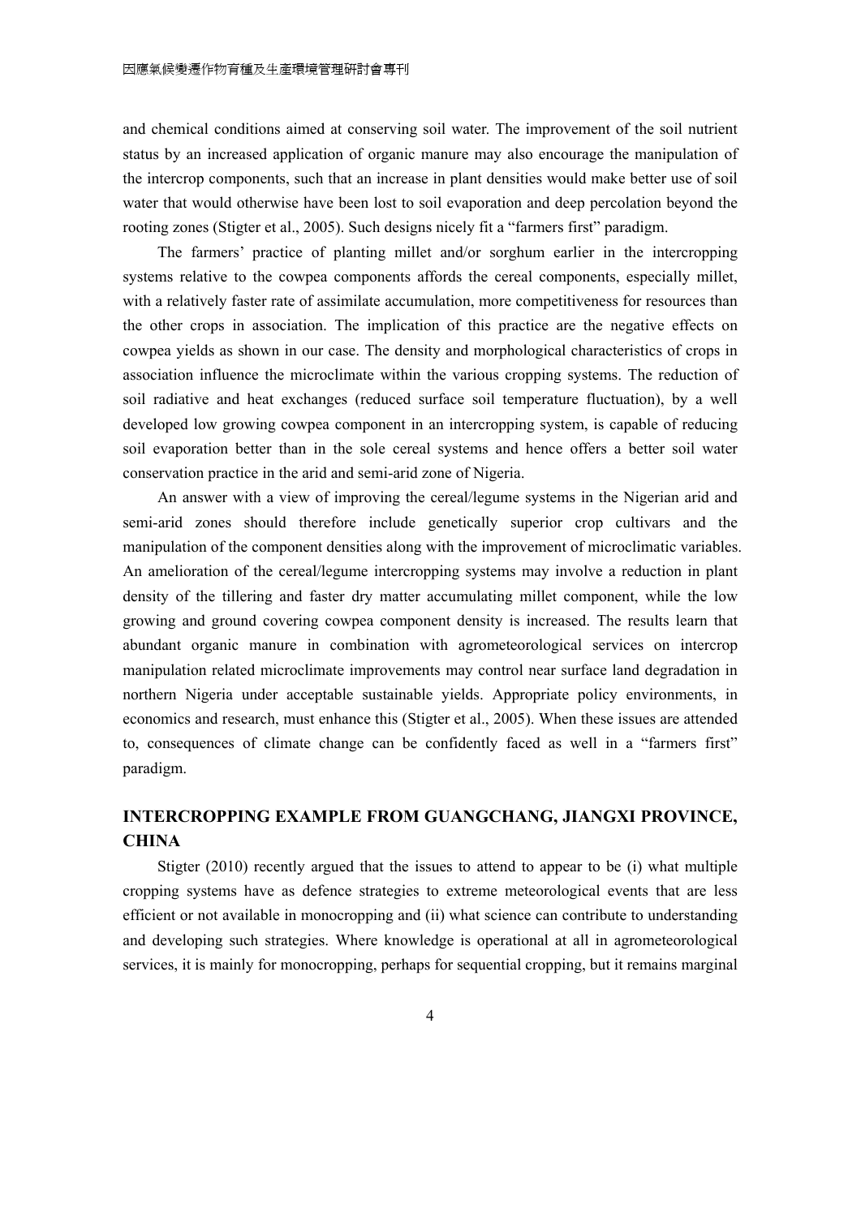and chemical conditions aimed at conserving soil water. The improvement of the soil nutrient status by an increased application of organic manure may also encourage the manipulation of the intercrop components, such that an increase in plant densities would make better use of soil water that would otherwise have been lost to soil evaporation and deep percolation beyond the rooting zones (Stigter et al., 2005). Such designs nicely fit a "farmers first" paradigm.

The farmers' practice of planting millet and/or sorghum earlier in the intercropping systems relative to the cowpea components affords the cereal components, especially millet, with a relatively faster rate of assimilate accumulation, more competitiveness for resources than the other crops in association. The implication of this practice are the negative effects on cowpea yields as shown in our case. The density and morphological characteristics of crops in association influence the microclimate within the various cropping systems. The reduction of soil radiative and heat exchanges (reduced surface soil temperature fluctuation), by a well developed low growing cowpea component in an intercropping system, is capable of reducing soil evaporation better than in the sole cereal systems and hence offers a better soil water conservation practice in the arid and semi-arid zone of Nigeria.

An answer with a view of improving the cereal/legume systems in the Nigerian arid and semi-arid zones should therefore include genetically superior crop cultivars and the manipulation of the component densities along with the improvement of microclimatic variables. An amelioration of the cereal/legume intercropping systems may involve a reduction in plant density of the tillering and faster dry matter accumulating millet component, while the low growing and ground covering cowpea component density is increased. The results learn that abundant organic manure in combination with agrometeorological services on intercrop manipulation related microclimate improvements may control near surface land degradation in northern Nigeria under acceptable sustainable yields. Appropriate policy environments, in economics and research, must enhance this (Stigter et al., 2005). When these issues are attended to, consequences of climate change can be confidently faced as well in a "farmers first" paradigm.

## INTERCROPPING EXAMPLE FROM GUANGCHANG, JIANGXI PROVINCE, CHINA

Stigter (2010) recently argued that the issues to attend to appear to be (i) what multiple cropping systems have as defence strategies to extreme meteorological events that are less efficient or not available in monocropping and (ii) what science can contribute to understanding and developing such strategies. Where knowledge is operational at all in agrometeorological services, it is mainly for monocropping, perhaps for sequential cropping, but it remains marginal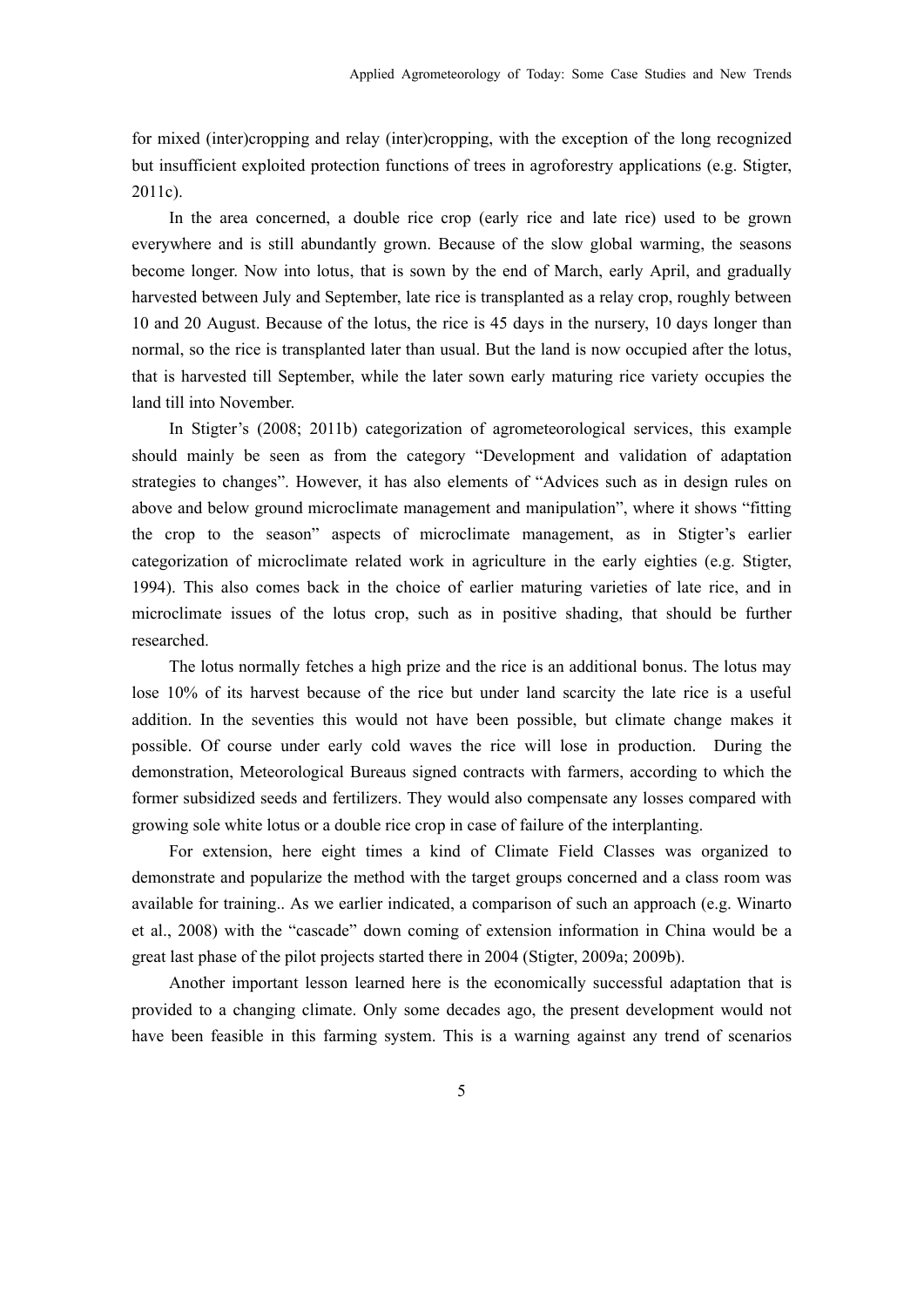for mixed (inter)cropping and relay (inter)cropping, with the exception of the long recognized but insufficient exploited protection functions of trees in agroforestry applications (e.g. Stigter, 2011c).

In the area concerned, a double rice crop (early rice and late rice) used to be grown everywhere and is still abundantly grown. Because of the slow global warming, the seasons become longer. Now into lotus, that is sown by the end of March, early April, and gradually harvested between July and September, late rice is transplanted as a relay crop, roughly between 10 and 20 August. Because of the lotus, the rice is 45 days in the nursery, 10 days longer than normal, so the rice is transplanted later than usual. But the land is now occupied after the lotus, that is harvested till September, while the later sown early maturing rice variety occupies the land till into November.

In Stigter's (2008; 2011b) categorization of agrometeorological services, this example should mainly be seen as from the category "Development and validation of adaptation strategies to changes". However, it has also elements of "Advices such as in design rules on above and below ground microclimate management and manipulation", where it shows "fitting the crop to the season" aspects of microclimate management, as in Stigter's earlier categorization of microclimate related work in agriculture in the early eighties (e.g. Stigter, 1994). This also comes back in the choice of earlier maturing varieties of late rice, and in microclimate issues of the lotus crop, such as in positive shading, that should be further researched.

The lotus normally fetches a high prize and the rice is an additional bonus. The lotus may lose 10% of its harvest because of the rice but under land scarcity the late rice is a useful addition. In the seventies this would not have been possible, but climate change makes it possible. Of course under early cold waves the rice will lose in production. During the demonstration, Meteorological Bureaus signed contracts with farmers, according to which the former subsidized seeds and fertilizers. They would also compensate any losses compared with growing sole white lotus or a double rice crop in case of failure of the interplanting.

For extension, here eight times a kind of Climate Field Classes was organized to demonstrate and popularize the method with the target groups concerned and a class room was available for training.. As we earlier indicated, a comparison of such an approach (e.g. Winarto et al., 2008) with the "cascade" down coming of extension information in China would be a great last phase of the pilot projects started there in 2004 (Stigter, 2009a; 2009b).

Another important lesson learned here is the economically successful adaptation that is provided to a changing climate. Only some decades ago, the present development would not have been feasible in this farming system. This is a warning against any trend of scenarios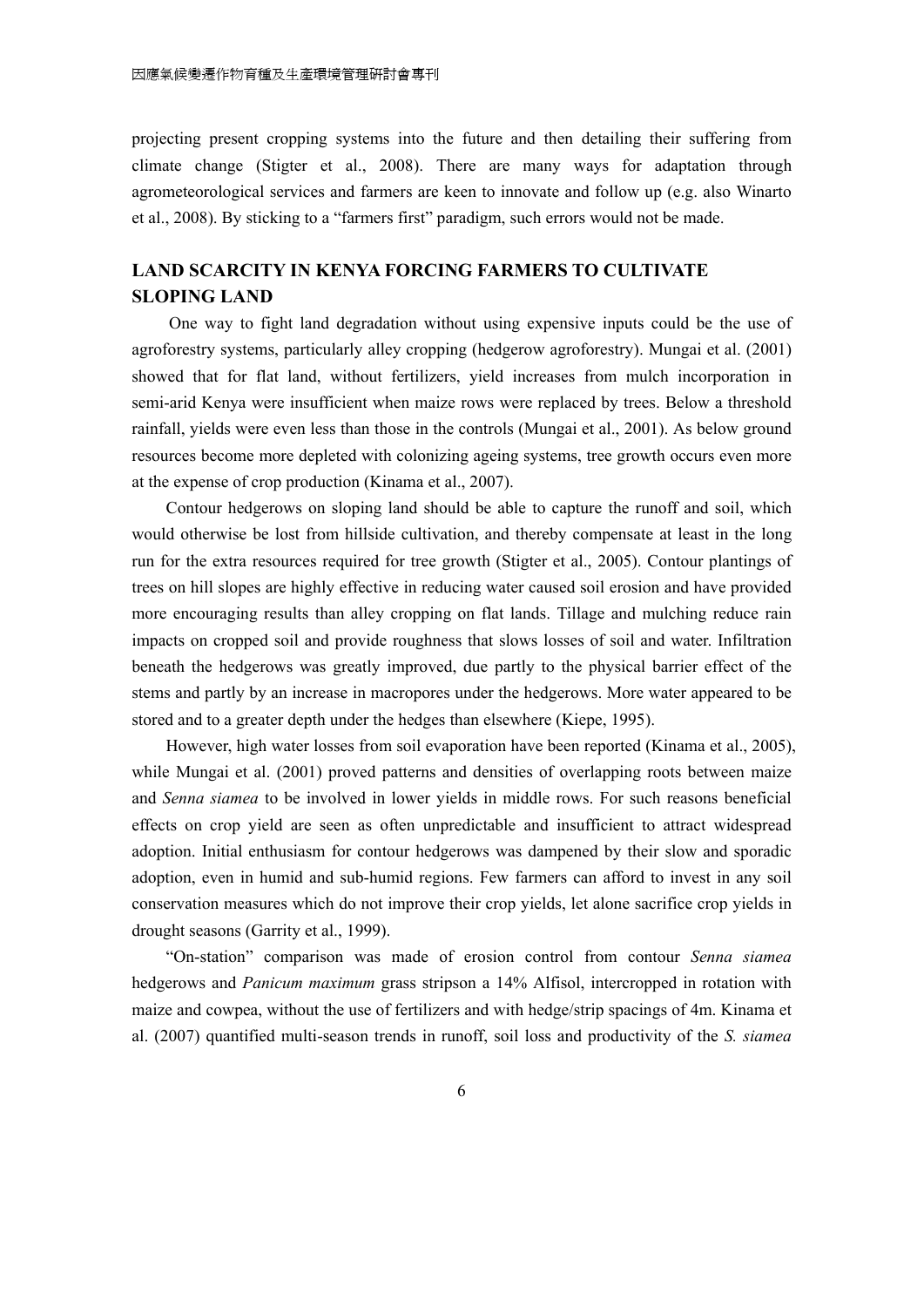projecting present cropping systems into the future and then detailing their suffering from climate change (Stigter et al., 2008). There are many ways for adaptation through agrometeorological services and farmers are keen to innovate and follow up (e.g. also Winarto et al., 2008). By sticking to a "farmers first" paradigm, such errors would not be made.

## LAND SCARCITY IN KENYA FORCING FARMERS TO CULTIVATE SLOPING LAND

One way to fight land degradation without using expensive inputs could be the use of agroforestry systems, particularly alley cropping (hedgerow agroforestry). Mungai et al. (2001) showed that for flat land, without fertilizers, yield increases from mulch incorporation in semi-arid Kenya were insufficient when maize rows were replaced by trees. Below a threshold rainfall, yields were even less than those in the controls (Mungai et al., 2001). As below ground resources become more depleted with colonizing ageing systems, tree growth occurs even more at the expense of crop production (Kinama et al., 2007).

Contour hedgerows on sloping land should be able to capture the runoff and soil, which would otherwise be lost from hillside cultivation, and thereby compensate at least in the long run for the extra resources required for tree growth (Stigter et al., 2005). Contour plantings of trees on hill slopes are highly effective in reducing water caused soil erosion and have provided more encouraging results than alley cropping on flat lands. Tillage and mulching reduce rain impacts on cropped soil and provide roughness that slows losses of soil and water. Infiltration beneath the hedgerows was greatly improved, due partly to the physical barrier effect of the stems and partly by an increase in macropores under the hedgerows. More water appeared to be stored and to a greater depth under the hedges than elsewhere (Kiepe, 1995).

However, high water losses from soil evaporation have been reported (Kinama et al., 2005), while Mungai et al. (2001) proved patterns and densities of overlapping roots between maize and *Senna siamea* to be involved in lower yields in middle rows. For such reasons beneficial effects on crop yield are seen as often unpredictable and insufficient to attract widespread adoption. Initial enthusiasm for contour hedgerows was dampened by their slow and sporadic adoption, even in humid and sub-humid regions. Few farmers can afford to invest in any soil conservation measures which do not improve their crop yields, let alone sacrifice crop yields in drought seasons (Garrity et al., 1999).

"On-station" comparison was made of erosion control from contour *Senna siamea* hedgerows and *Panicum maximum* grass stripson a 14% Alfisol, intercropped in rotation with maize and cowpea, without the use of fertilizers and with hedge/strip spacings of 4m. Kinama et al. (2007) quantified multi-season trends in runoff, soil loss and productivity of the *S. siamea*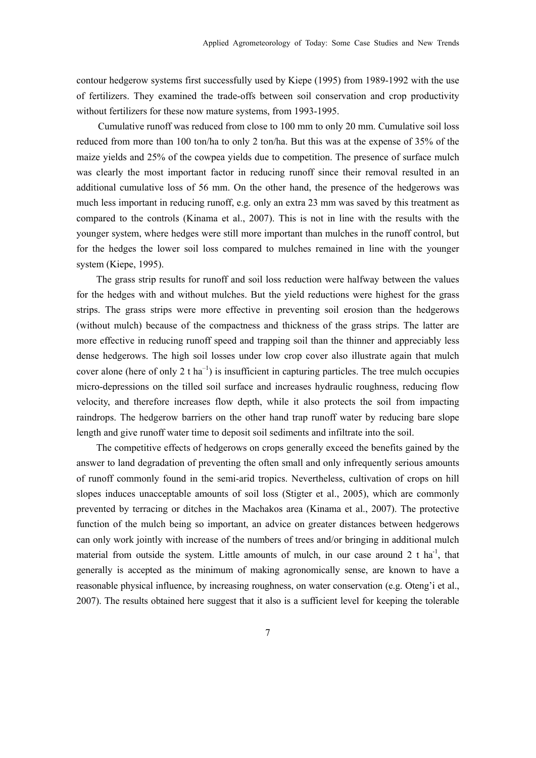contour hedgerow systems first successfully used by Kiepe (1995) from 1989-1992 with the use of fertilizers. They examined the trade-offs between soil conservation and crop productivity without fertilizers for these now mature systems, from 1993-1995.

Cumulative runoff was reduced from close to 100 mm to only 20 mm. Cumulative soil loss reduced from more than 100 ton/ha to only 2 ton/ha. But this was at the expense of 35% of the maize yields and 25% of the cowpea yields due to competition. The presence of surface mulch was clearly the most important factor in reducing runoff since their removal resulted in an additional cumulative loss of 56 mm. On the other hand, the presence of the hedgerows was much less important in reducing runoff, e.g. only an extra 23 mm was saved by this treatment as compared to the controls (Kinama et al., 2007). This is not in line with the results with the younger system, where hedges were still more important than mulches in the runoff control, but for the hedges the lower soil loss compared to mulches remained in line with the younger system (Kiepe, 1995).

The grass strip results for runoff and soil loss reduction were halfway between the values for the hedges with and without mulches. But the yield reductions were highest for the grass strips. The grass strips were more effective in preventing soil erosion than the hedgerows (without mulch) because of the compactness and thickness of the grass strips. The latter are more effective in reducing runoff speed and trapping soil than the thinner and appreciably less dense hedgerows. The high soil losses under low crop cover also illustrate again that mulch cover alone (here of only 2 t $ha^{-1}$) is insufficient in capturing particles. The tree mulch occupies micro-depressions on the tilled soil surface and increases hydraulic roughness, reducing flow velocity, and therefore increases flow depth, while it also protects the soil from impacting raindrops. The hedgerow barriers on the other hand trap runoff water by reducing bare slope length and give runoff water time to deposit soil sediments and infiltrate into the soil.

The competitive effects of hedgerows on crops generally exceed the benefits gained by the answer to land degradation of preventing the often small and only infrequently serious amounts of runoff commonly found in the semi-arid tropics. Nevertheless, cultivation of crops on hill slopes induces unacceptable amounts of soil loss (Stigter et al., 2005), which are commonly prevented by terracing or ditches in the Machakos area (Kinama et al., 2007). The protective function of the mulch being so important, an advice on greater distances between hedgerows can only work jointly with increase of the numbers of trees and/or bringing in additional mulch material from outside the system. Little amounts of mulch, in our case around 2 t $ha^{-1}$, that generally is accepted as the minimum of making agronomically sense, are known to have a reasonable physical influence, by increasing roughness, on water conservation (e.g. Oteng'i et al., 2007). The results obtained here suggest that it also is a sufficient level for keeping the tolerable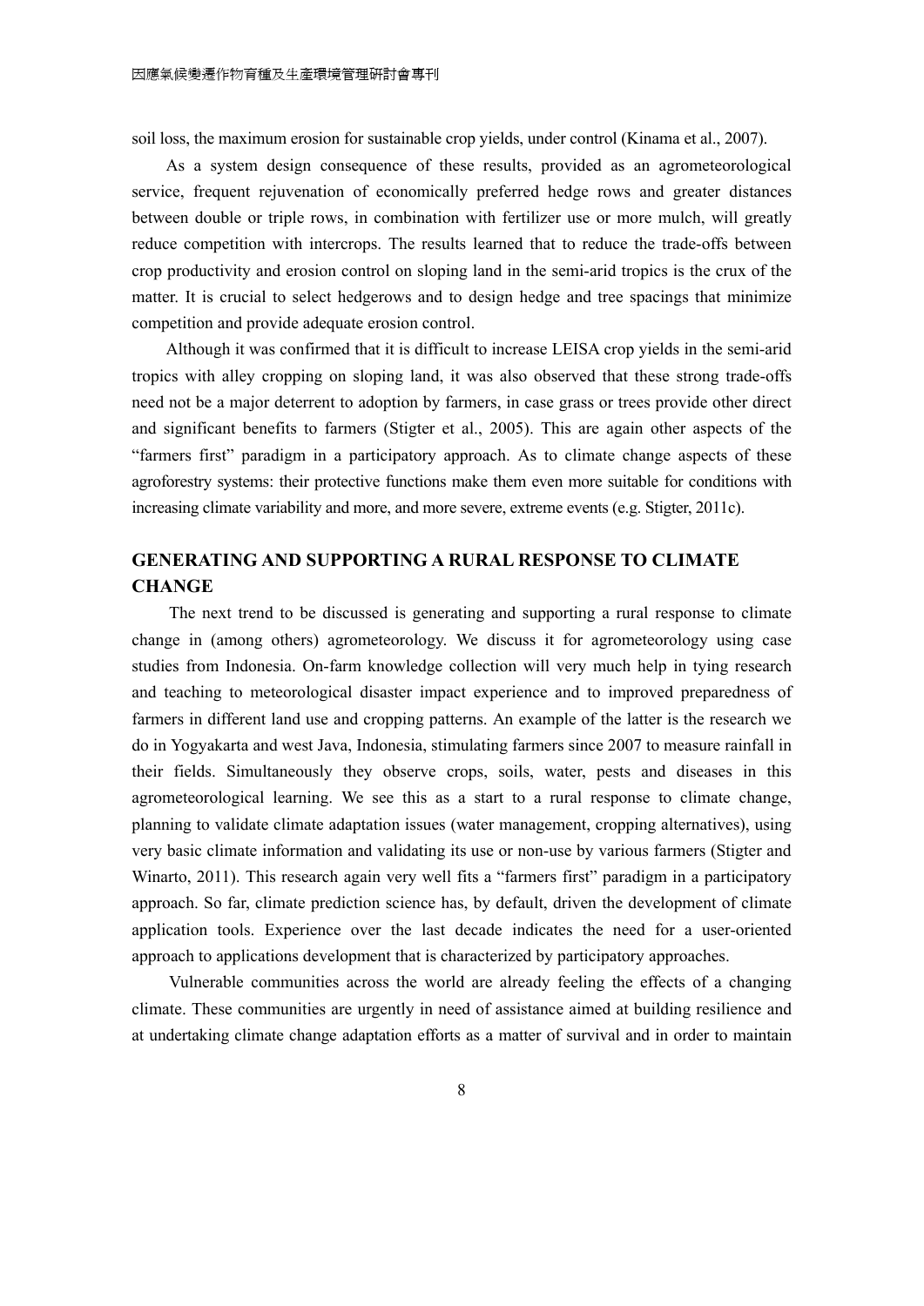soil loss, the maximum erosion for sustainable crop yields, under control (Kinama et al., 2007).

As a system design consequence of these results, provided as an agrometeorological service, frequent rejuvenation of economically preferred hedge rows and greater distances between double or triple rows, in combination with fertilizer use or more mulch, will greatly reduce competition with intercrops. The results learned that to reduce the trade-offs between crop productivity and erosion control on sloping land in the semi-arid tropics is the crux of the matter. It is crucial to select hedgerows and to design hedge and tree spacings that minimize competition and provide adequate erosion control.

Although it was confirmed that it is difficult to increase LEISA crop yields in the semi-arid tropics with alley cropping on sloping land, it was also observed that these strong trade-offs need not be a major deterrent to adoption by farmers, in case grass or trees provide other direct and significant benefits to farmers (Stigter et al., 2005). This are again other aspects of the "farmers first" paradigm in a participatory approach. As to climate change aspects of these agroforestry systems: their protective functions make them even more suitable for conditions with increasing climate variability and more, and more severe, extreme events (e.g. Stigter, 2011c).

## GENERATING AND SUPPORTING A RURAL RESPONSE TO CLIMATE CHANGE

The next trend to be discussed is generating and supporting a rural response to climate change in (among others) agrometeorology. We discuss it for agrometeorology using case studies from Indonesia. On-farm knowledge collection will very much help in tying research and teaching to meteorological disaster impact experience and to improved preparedness of farmers in different land use and cropping patterns. An example of the latter is the research we do in Yogyakarta and west Java, Indonesia, stimulating farmers since 2007 to measure rainfall in their fields. Simultaneously they observe crops, soils, water, pests and diseases in this agrometeorological learning. We see this as a start to a rural response to climate change, planning to validate climate adaptation issues (water management, cropping alternatives), using very basic climate information and validating its use or non-use by various farmers (Stigter and Winarto, 2011). This research again very well fits a "farmers first" paradigm in a participatory approach. So far, climate prediction science has, by default, driven the development of climate application tools. Experience over the last decade indicates the need for a user-oriented approach to applications development that is characterized by participatory approaches.

Vulnerable communities across the world are already feeling the effects of a changing climate. These communities are urgently in need of assistance aimed at building resilience and at undertaking climate change adaptation efforts as a matter of survival and in order to maintain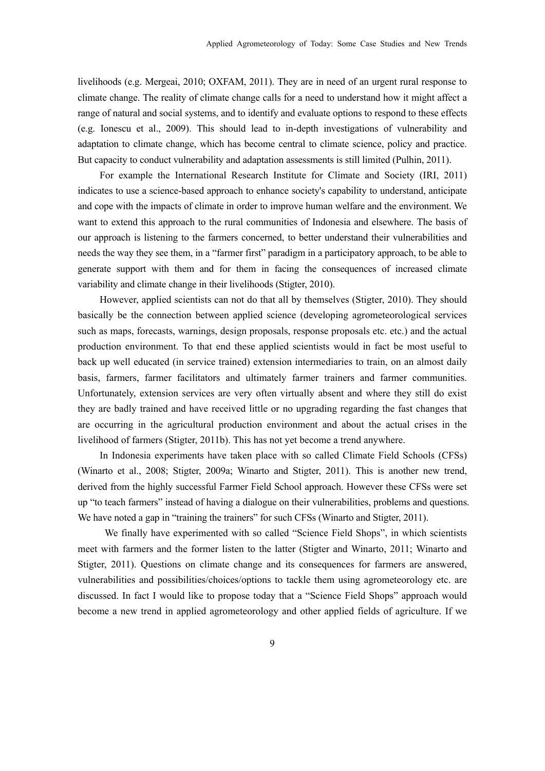livelihoods (e.g. Mergeai, 2010; OXFAM, 2011). They are in need of an urgent rural response to climate change. The reality of climate change calls for a need to understand how it might affect a range of natural and social systems, and to identify and evaluate options to respond to these effects (e.g. Ionescu et al., 2009). This should lead to in-depth investigations of vulnerability and adaptation to climate change, which has become central to climate science, policy and practice. But capacity to conduct vulnerability and adaptation assessments is still limited (Pulhin, 2011).

For example the International Research Institute for Climate and Society (IRI, 2011) indicates to use a science-based approach to enhance society's capability to understand, anticipate and cope with the impacts of climate in order to improve human welfare and the environment. We want to extend this approach to the rural communities of Indonesia and elsewhere. The basis of our approach is listening to the farmers concerned, to better understand their vulnerabilities and needs the way they see them, in a "farmer first" paradigm in a participatory approach, to be able to generate support with them and for them in facing the consequences of increased climate variability and climate change in their livelihoods (Stigter, 2010).

However, applied scientists can not do that all by themselves (Stigter, 2010). They should basically be the connection between applied science (developing agrometeorological services such as maps, forecasts, warnings, design proposals, response proposals etc. etc.) and the actual production environment. To that end these applied scientists would in fact be most useful to back up well educated (in service trained) extension intermediaries to train, on an almost daily basis, farmers, farmer facilitators and ultimately farmer trainers and farmer communities. Unfortunately, extension services are very often virtually absent and where they still do exist they are badly trained and have received little or no upgrading regarding the fast changes that are occurring in the agricultural production environment and about the actual crises in the livelihood of farmers (Stigter, 2011b). This has not yet become a trend anywhere.

In Indonesia experiments have taken place with so called Climate Field Schools (CFSs) (Winarto et al., 2008; Stigter, 2009a; Winarto and Stigter, 2011). This is another new trend, derived from the highly successful Farmer Field School approach. However these CFSs were set up "to teach farmers" instead of having a dialogue on their vulnerabilities, problems and questions. We have noted a gap in "training the trainers" for such CFSs (Winarto and Stigter, 2011).

We finally have experimented with so called "Science Field Shops", in which scientists meet with farmers and the former listen to the latter (Stigter and Winarto, 2011; Winarto and Stigter, 2011). Questions on climate change and its consequences for farmers are answered, vulnerabilities and possibilities/choices/options to tackle them using agrometeorology etc. are discussed. In fact I would like to propose today that a "Science Field Shops" approach would become a new trend in applied agrometeorology and other applied fields of agriculture. If we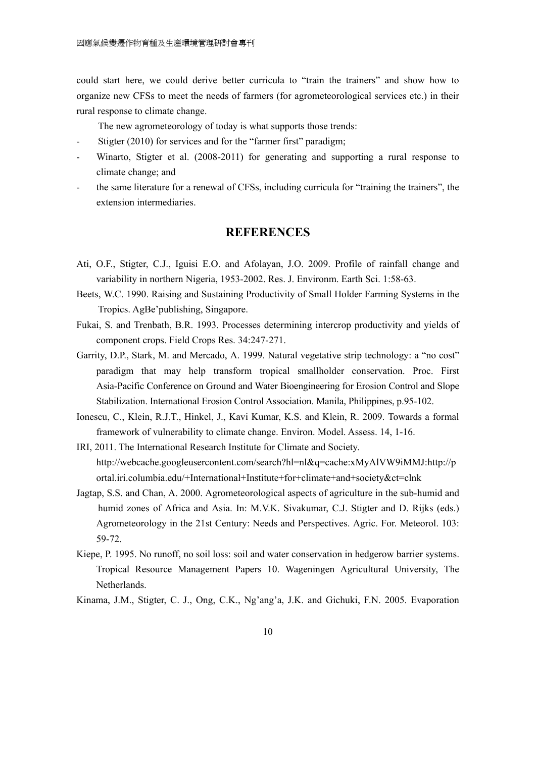could start here, we could derive better curricula to "train the trainers" and show how to organize new CFSs to meet the needs of farmers (for agrometeorological services etc.) in their rural response to climate change.

The new agrometeorology of today is what supports those trends:

- Stigter (2010) for services and for the "farmer first" paradigm;
- Winarto, Stigter et al. (2008-2011) for generating and supporting a rural response to climate change; and
- the same literature for a renewal of CFSs, including curricula for "training the trainers", the extension intermediaries.

## REFERENCES

Ati, O.F., Stigter, C.J., Iguisi E.O. and Afolayan, J.O. 2009. Profile of rainfall change and variability in northern Nigeria, 1953-2002. Res. J. Environm. Earth Sci. 1:58-63.

Beets, W.C. 1990. Raising and Sustaining Productivity of Small Holder Farming Systems in the Tropics. AgBe'publishing, Singapore.

Fukai, S. and Trenbath, B.R. 1993. Processes determining intercrop productivity and yields of component crops. Field Crops Res. 34:247-271.

Garrity, D.P., Stark, M. and Mercado, A. 1999. Natural vegetative strip technology: a "no cost" paradigm that may help transform tropical smallholder conservation. Proc. First Asia-Pacific Conference on Ground and Water Bioengineering for Erosion Control and Slope Stabilization. International Erosion Control Association. Manila, Philippines, p.95-102.

Ionescu, C., Klein, R.J.T., Hinkel, J., Kavi Kumar, K.S. and Klein, R. 2009. Towards a formal framework of vulnerability to climate change. Environ. Model. Assess. 14, 1-16.

IRI, 2011. The International Research Institute for Climate and Society. http://webcache.googleusercontent.com/search?hl=nl&q=cache:xMyAlVW9iMMJ:http://portal.iri.columbia.edu/+International+Institute+for+climate+and+society&ct=clnk

Jagtap, S.S. and Chan, A. 2000. Agrometeorological aspects of agriculture in the sub-humid and humid zones of Africa and Asia. In: M.V.K. Sivakumar, C.J. Stigter and D. Rijks (eds.) Agrometeorology in the 21st Century: Needs and Perspectives. Agric. For. Meteorol. 103: 59-72.

Kiepe, P. 1995. No runoff, no soil loss: soil and water conservation in hedgerow barrier systems. Tropical Resource Management Papers 10. Wageningen Agricultural University, The Netherlands.

Kinama, J.M., Stigter, C. J., Ong, C.K., Ng'ang'a, J.K. and Gichuki, F.N. 2005. Evaporation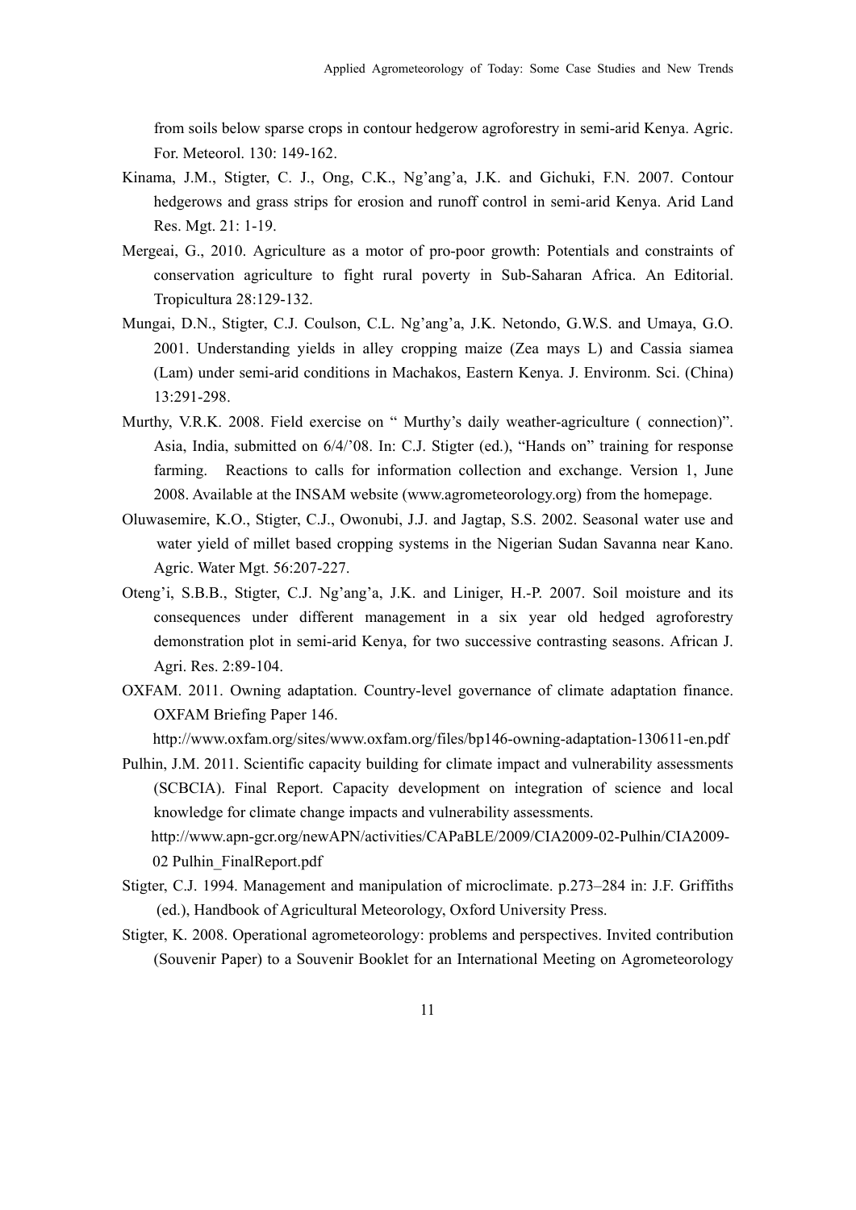from soils below sparse crops in contour hedgerow agroforestry in semi-arid Kenya. Agric. For. Meteorol. 130: 149-162.

Kinama, J.M., Stigter, C. J., Ong, C.K., Ng'ang'a, J.K. and Gichuki, F.N. 2007. Contour hedgerows and grass strips for erosion and runoff control in semi-arid Kenya. Arid Land Res. Mgt. 21: 1-19.

Mergeai, G., 2010. Agriculture as a motor of pro-poor growth: Potentials and constraints of conservation agriculture to fight rural poverty in Sub-Saharan Africa. An Editorial. Tropicultura 28:129-132.

Mungai, D.N., Stigter, C.J. Coulson, C.L. Ng'ang'a, J.K. Netondo, G.W.S. and Umaya, G.O. 2001. Understanding yields in alley cropping maize (Zea mays L) and Cassia siamea (Lam) under semi-arid conditions in Machakos, Eastern Kenya. J. Environm. Sci. (China) 13:291-298.

Murthy, V.R.K. 2008. Field exercise on " Murthy's daily weather-agriculture ( connection)". Asia, India, submitted on 6/4/'08. In: C.J. Stigter (ed.), "Hands on" training for response farming. Reactions to calls for information collection and exchange. Version 1, June 2008. Available at the INSAM website (www.agrometeorology.org) from the homepage.

Oluwasemire, K.O., Stigter, C.J., Owonubi, J.J. and Jagtap, S.S. 2002. Seasonal water use and water yield of millet based cropping systems in the Nigerian Sudan Savanna near Kano. Agric. Water Mgt. 56:207-227.

Oteng'i, S.B.B., Stigter, C.J. Ng'ang'a, J.K. and Liniger, H.-P. 2007. Soil moisture and its consequences under different management in a six year old hedged agroforestry demonstration plot in semi-arid Kenya, for two successive contrasting seasons. African J. Agri. Res. 2:89-104.

OXFAM. 2011. Owning adaptation. Country-level governance of climate adaptation finance. OXFAM Briefing Paper 146. http://www.oxfam.org/sites/www.oxfam.org/files/bp146-owning-adaptation-130611-en.pdf

Pulhin, J.M. 2011. Scientific capacity building for climate impact and vulnerability assessments (SCBCIA). Final Report. Capacity development on integration of science and local knowledge for climate change impacts and vulnerability assessments. http://www.apn-gcr.org/newAPN/activities/CAPaBLE/2009/CIA2009-02-Pulhin/CIA2009-02 Pulhin_FinalReport.pdf

Stigter, C.J. 1994. Management and manipulation of microclimate. p.273–284 in: J.F. Griffiths (ed.), Handbook of Agricultural Meteorology, Oxford University Press.

Stigter, K. 2008. Operational agrometeorology: problems and perspectives. Invited contribution (Souvenir Paper) to a Souvenir Booklet for an International Meeting on Agrometeorology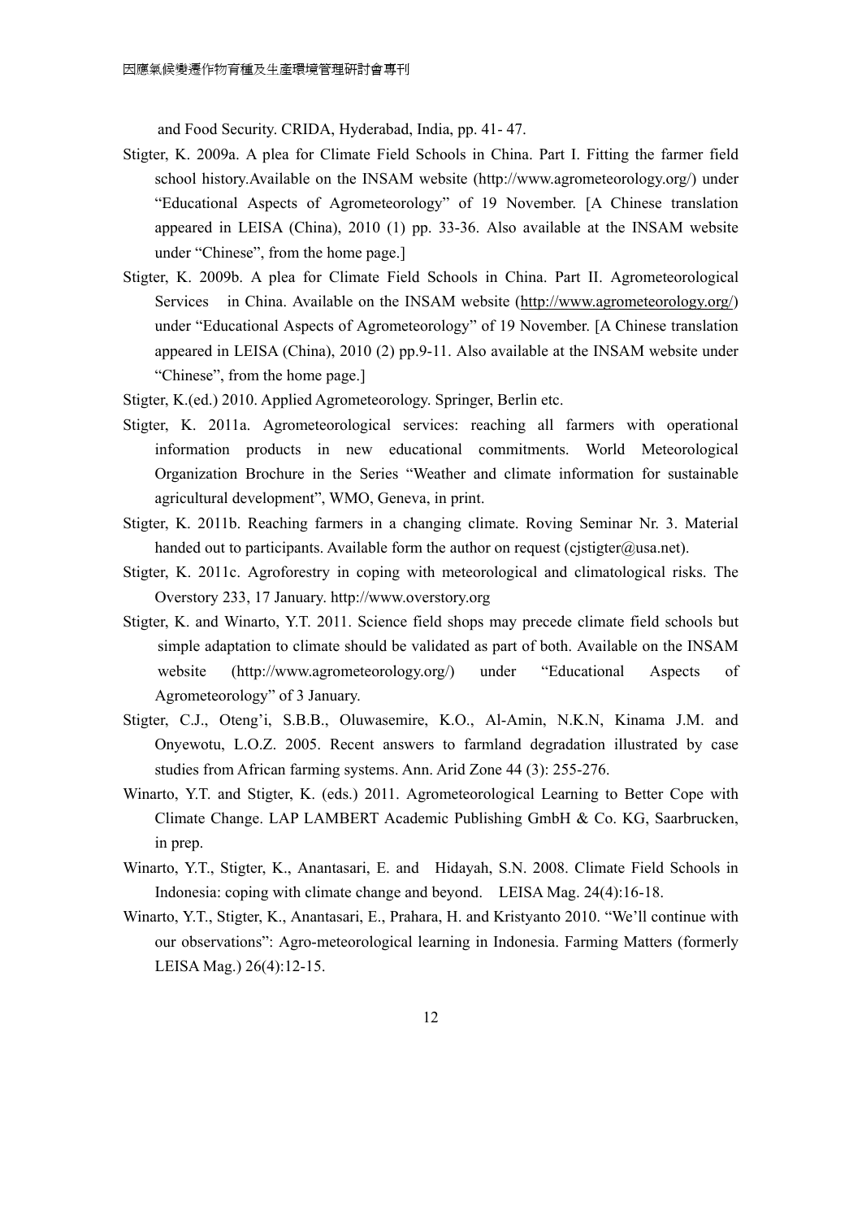and Food Security. CRIDA, Hyderabad, India, pp. 41- 47.

Stigter, K. 2009a. A plea for Climate Field Schools in China. Part I. Fitting the farmer field school history.Available on the INSAM website (http://www.agrometeorology.org/) under "Educational Aspects of Agrometeorology" of 19 November. [A Chinese translation appeared in LEISA (China), 2010 (1) pp. 33-36. Also available at the INSAM website under "Chinese", from the home page.]

Stigter, K. 2009b. A plea for Climate Field Schools in China. Part II. Agrometeorological Services in China. Available on the INSAM website (http://www.agrometeorology.org/) under "Educational Aspects of Agrometeorology" of 19 November. [A Chinese translation appeared in LEISA (China), 2010 (2) pp.9-11. Also available at the INSAM website under "Chinese", from the home page.]

Stigter, K.(ed.) 2010. Applied Agrometeorology. Springer, Berlin etc.

Stigter, K. 2011a. Agrometeorological services: reaching all farmers with operational information products in new educational commitments. World Meteorological Organization Brochure in the Series "Weather and climate information for sustainable agricultural development", WMO, Geneva, in print.

Stigter, K. 2011b. Reaching farmers in a changing climate. Roving Seminar Nr. 3. Material handed out to participants. Available form the author on request (cjstigter@usa.net).

Stigter, K. 2011c. Agroforestry in coping with meteorological and climatological risks. The Overstory 233, 17 January. http://www.overstory.org

Stigter, K. and Winarto, Y.T. 2011. Science field shops may precede climate field schools but simple adaptation to climate should be validated as part of both. Available on the INSAM website (http://www.agrometeorology.org/) under "Educational Aspects of Agrometeorology" of 3 January.

Stigter, C.J., Oteng'i, S.B.B., Oluwasemire, K.O., Al-Amin, N.K.N, Kinama J.M. and Onyewotu, L.O.Z. 2005. Recent answers to farmland degradation illustrated by case studies from African farming systems. Ann. Arid Zone 44 (3): 255-276.

Winarto, Y.T. and Stigter, K. (eds.) 2011. Agrometeorological Learning to Better Cope with Climate Change. LAP LAMBERT Academic Publishing GmbH & Co. KG, Saarbrucken, in prep.

Winarto, Y.T., Stigter, K., Anantasari, E. and Hidayah, S.N. 2008. Climate Field Schools in Indonesia: coping with climate change and beyond. LEISA Mag. 24(4):16-18.

Winarto, Y.T., Stigter, K., Anantasari, E., Prahara, H. and Kristyanto 2010. "We'll continue with our observations": Agro-meteorological learning in Indonesia. Farming Matters (formerly LEISA Mag.) 26(4):12-15.